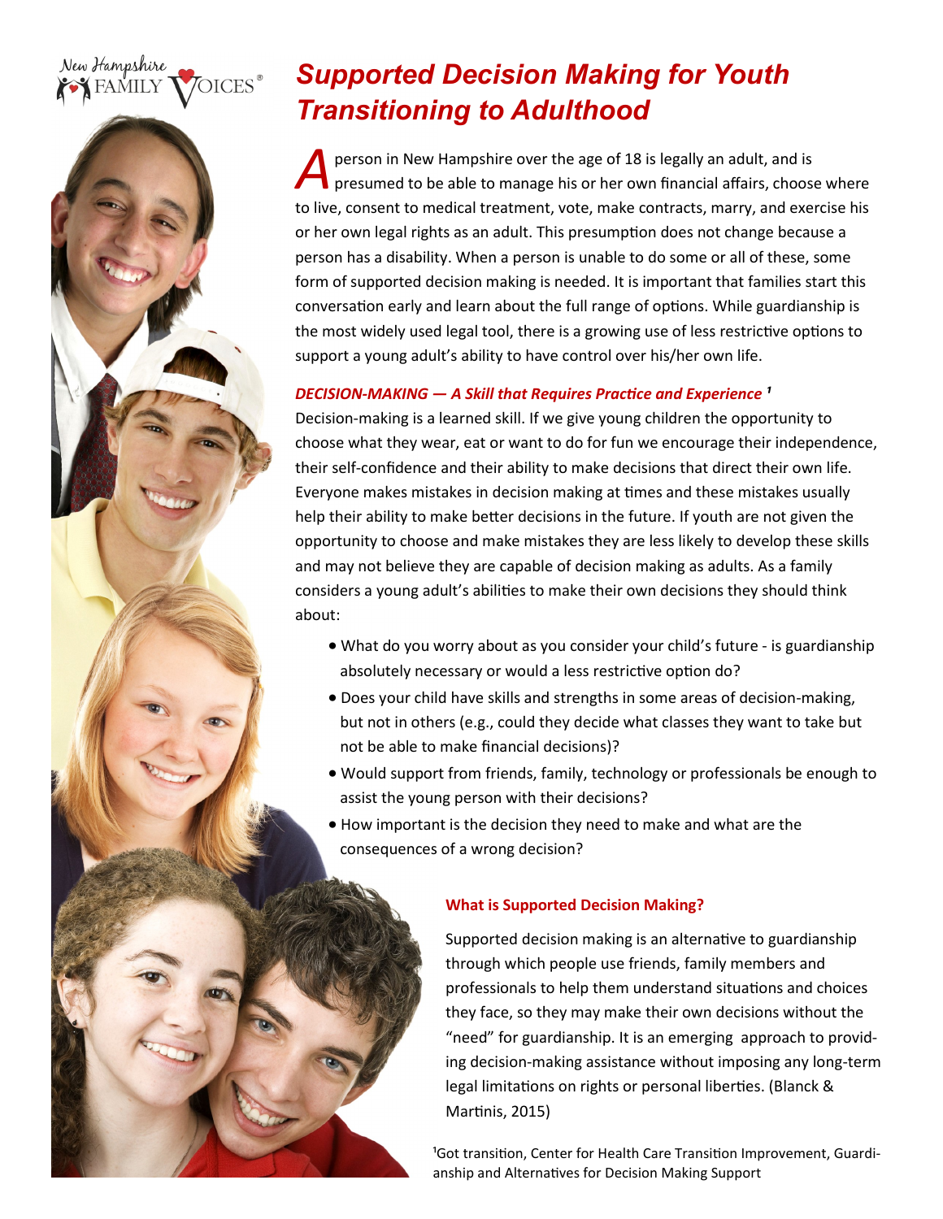New Hampshire FAMILY VOICES®

# Supported Decision Making for Youth Transitioning to Adulthood

A person in New Hampshire over the age of 18 is legally an adult, and is presumed to be able to manage his or her own financial affairs, choose where to live, consent to medical treatment, vote, make contracts, marry, and exercise his or her own legal rights as an adult. This presumption does not change because a person has a disability. When a person is unable to do some or all of these, some form of supported decision making is needed. It is important that families start this conversation early and learn about the full range of options. While guardianship is the most widely used legal tool, there is a growing use of less restrictive options to support a young adult's ability to have control over his/her own life.

### *DECISION-MAKING — A Skill that Requires Practice and Experience* [1]

Decision-making is a learned skill. If we give young children the opportunity to choose what they wear, eat or want to do for fun we encourage their independence, their self-confidence and their ability to make decisions that direct their own life. Everyone makes mistakes in decision making at times and these mistakes usually help their ability to make better decisions in the future. If youth are not given the opportunity to choose and make mistakes they are less likely to develop these skills and may not believe they are capable of decision making as adults. As a family considers a young adult's abilities to make their own decisions they should think about:

- What do you worry about as you consider your child's future - is guardianship absolutely necessary or would a less restrictive option do?
- Does your child have skills and strengths in some areas of decision-making, but not in others (e.g., could they decide what classes they want to take but not be able to make financial decisions)?
- Would support from friends, family, technology or professionals be enough to assist the young person with their decisions?
- How important is the decision they need to make and what are the consequences of a wrong decision?

### What is Supported Decision Making?

Supported decision making is an alternative to guardianship through which people use friends, family members and professionals to help them understand situations and choices they face, so they may make their own decisions without the "need" for guardianship. It is an emerging approach to providing decision-making assistance without imposing any long-term legal limitations on rights or personal liberties. (Blanck & Martinis, 2015)

[1]Got transition, Center for Health Care Transition Improvement, Guardianship and Alternatives for Decision Making Support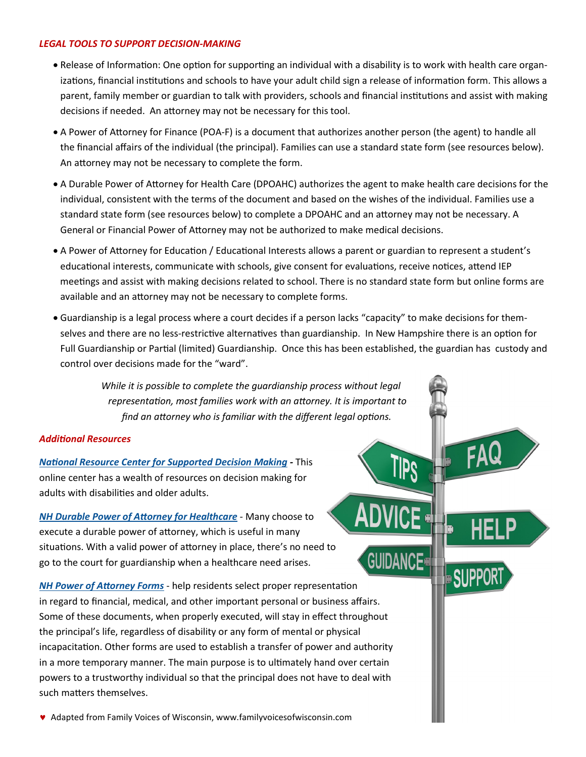*LEGAL TOOLS TO SUPPORT DECISION-MAKING*

- Release of Information: One option for supporting an individual with a disability is to work with health care organizations, financial institutions and schools to have your adult child sign a release of information form. This allows a parent, family member or guardian to talk with providers, schools and financial institutions and assist with making decisions if needed. An attorney may not be necessary for this tool.
- A Power of Attorney for Finance (POA-F) is a document that authorizes another person (the agent) to handle all the financial affairs of the individual (the principal). Families can use a standard state form (see resources below). An attorney may not be necessary to complete the form.
- A Durable Power of Attorney for Health Care (DPOAHC) authorizes the agent to make health care decisions for the individual, consistent with the terms of the document and based on the wishes of the individual. Families use a standard state form (see resources below) to complete a DPOAHC and an attorney may not be necessary. A General or Financial Power of Attorney may not be authorized to make medical decisions.
- A Power of Attorney for Education / Educational Interests allows a parent or guardian to represent a student's educational interests, communicate with schools, give consent for evaluations, receive notices, attend IEP meetings and assist with making decisions related to school. There is no standard state form but online forms are available and an attorney may not be necessary to complete forms.
- Guardianship is a legal process where a court decides if a person lacks "capacity" to make decisions for themselves and there are no less-restrictive alternatives than guardianship. In New Hampshire there is an option for Full Guardianship or Partial (limited) Guardianship. Once this has been established, the guardian has custody and control over decisions made for the "ward".

*While it is possible to complete the guardianship process without legal representation, most families work with an attorney. It is important to find an attorney who is familiar with the different legal options.*

*Additional Resources*

***National Resource Center for Supported Decision Making*** **-** This online center has a wealth of resources on decision making for adults with disabilities and older adults.

***NH Durable Power of Attorney for Healthcare*** - Many choose to execute a durable power of attorney, which is useful in many situations. With a valid power of attorney in place, there's no need to go to the court for guardianship when a healthcare need arises.

***NH Power of Attorney Forms*** - help residents select proper representation in regard to financial, medical, and other important personal or business affairs. Some of these documents, when properly executed, will stay in effect throughout the principal's life, regardless of disability or any form of mental or physical incapacitation. Other forms are used to establish a transfer of power and authority in a more temporary manner. The main purpose is to ultimately hand over certain powers to a trustworthy individual so that the principal does not have to deal with such matters themselves.

♥ Adapted from Family Voices of Wisconsin, www.familyvoicesofwisconsin.com